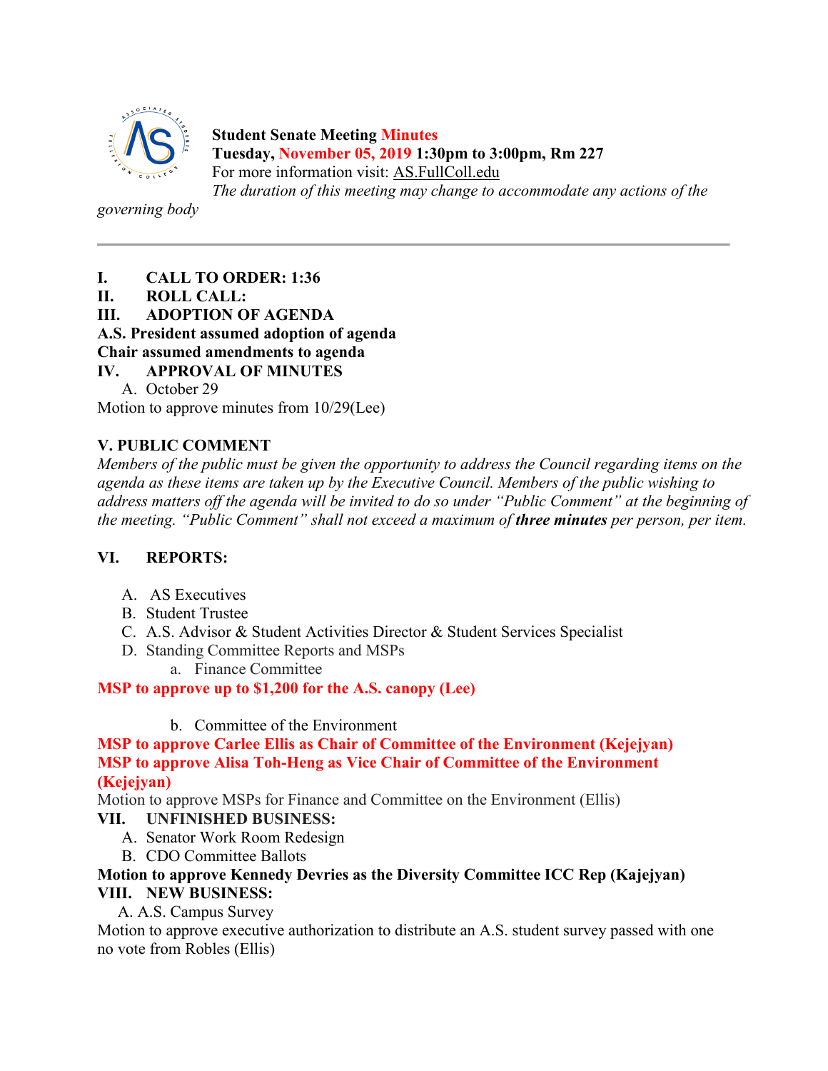**Student Senate Meeting Minutes**
**Tuesday, November 05, 2019 1:30pm to 3:00pm, Rm 227**
For more information visit: AS.FullColl.edu
*The duration of this meeting may change to accommodate any actions of the governing body*

---

**I. CALL TO ORDER: 1:36**
**II. ROLL CALL:**
**III. ADOPTION OF AGENDA**
**A.S. President assumed adoption of agenda**
**Chair assumed amendments to agenda**
**IV. APPROVAL OF MINUTES**

A. October 29

Motion to approve minutes from 10/29(Lee)

**V. PUBLIC COMMENT**

*Members of the public must be given the opportunity to address the Council regarding items on the agenda as these items are taken up by the Executive Council. Members of the public wishing to address matters off the agenda will be invited to do so under "Public Comment" at the beginning of the meeting. "Public Comment" shall not exceed a maximum of* ***three minutes*** *per person, per item.*

**VI. REPORTS:**

A. AS Executives
B. Student Trustee
C. A.S. Advisor & Student Activities Director & Student Services Specialist
D. Standing Committee Reports and MSPs
   a. Finance Committee

**MSP to approve up to $1,200 for the A.S. canopy (Lee)**

   b. Committee of the Environment

**MSP to approve Carlee Ellis as Chair of Committee of the Environment (Kejejyan)**
**MSP to approve Alisa Toh-Heng as Vice Chair of Committee of the Environment (Kejejyan)**

Motion to approve MSPs for Finance and Committee on the Environment (Ellis)

**VII. UNFINISHED BUSINESS:**

A. Senator Work Room Redesign
B. CDO Committee Ballots

**Motion to approve Kennedy Devries as the Diversity Committee ICC Rep (Kajejyan)**

**VIII. NEW BUSINESS:**

A. A.S. Campus Survey

Motion to approve executive authorization to distribute an A.S. student survey passed with one no vote from Robles (Ellis)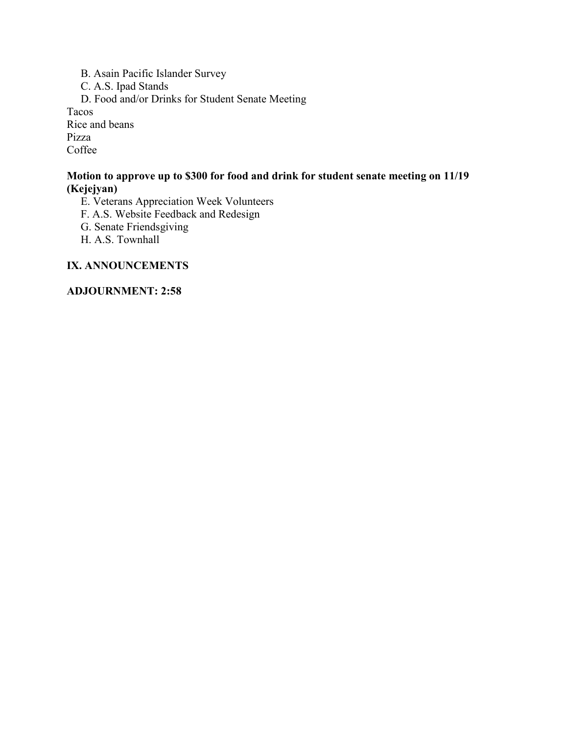B. Asain Pacific Islander Survey
C. A.S. Ipad Stands
D. Food and/or Drinks for Student Senate Meeting

Tacos
Rice and beans
Pizza
Coffee

**Motion to approve up to $300 for food and drink for student senate meeting on 11/19 (Kejejyan)**

E. Veterans Appreciation Week Volunteers
F. A.S. Website Feedback and Redesign
G. Senate Friendsgiving
H. A.S. Townhall

**IX. ANNOUNCEMENTS**

**ADJOURNMENT: 2:58**